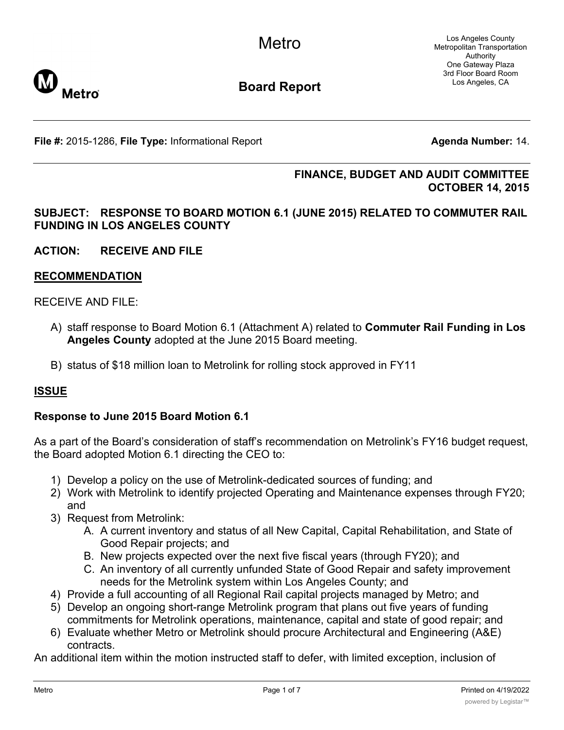# Metro

## Board Report

Los Angeles County Metropolitan Transportation Authority
One Gateway Plaza
3rd Floor Board Room
Los Angeles, CA

**File #:** 2015-1286, **File Type:** Informational Report **Agenda Number:** 14.

**FINANCE, BUDGET AND AUDIT COMMITTEE**
**OCTOBER 14, 2015**

**SUBJECT: RESPONSE TO BOARD MOTION 6.1 (JUNE 2015) RELATED TO COMMUTER RAIL FUNDING IN LOS ANGELES COUNTY**

**ACTION: RECEIVE AND FILE**

## RECOMMENDATION

RECEIVE AND FILE:

A) staff response to Board Motion 6.1 (Attachment A) related to **Commuter Rail Funding in Los Angeles County** adopted at the June 2015 Board meeting.

B) status of $18 million loan to Metrolink for rolling stock approved in FY11

## ISSUE

### Response to June 2015 Board Motion 6.1

As a part of the Board's consideration of staff's recommendation on Metrolink's FY16 budget request, the Board adopted Motion 6.1 directing the CEO to:

1) Develop a policy on the use of Metrolink-dedicated sources of funding; and
2) Work with Metrolink to identify projected Operating and Maintenance expenses through FY20; and
3) Request from Metrolink:
   A. A current inventory and status of all New Capital, Capital Rehabilitation, and State of Good Repair projects; and
   B. New projects expected over the next five fiscal years (through FY20); and
   C. An inventory of all currently unfunded State of Good Repair and safety improvement needs for the Metrolink system within Los Angeles County; and
4) Provide a full accounting of all Regional Rail capital projects managed by Metro; and
5) Develop an ongoing short-range Metrolink program that plans out five years of funding commitments for Metrolink operations, maintenance, capital and state of good repair; and
6) Evaluate whether Metro or Metrolink should procure Architectural and Engineering (A&E) contracts.

An additional item within the motion instructed staff to defer, with limited exception, inclusion of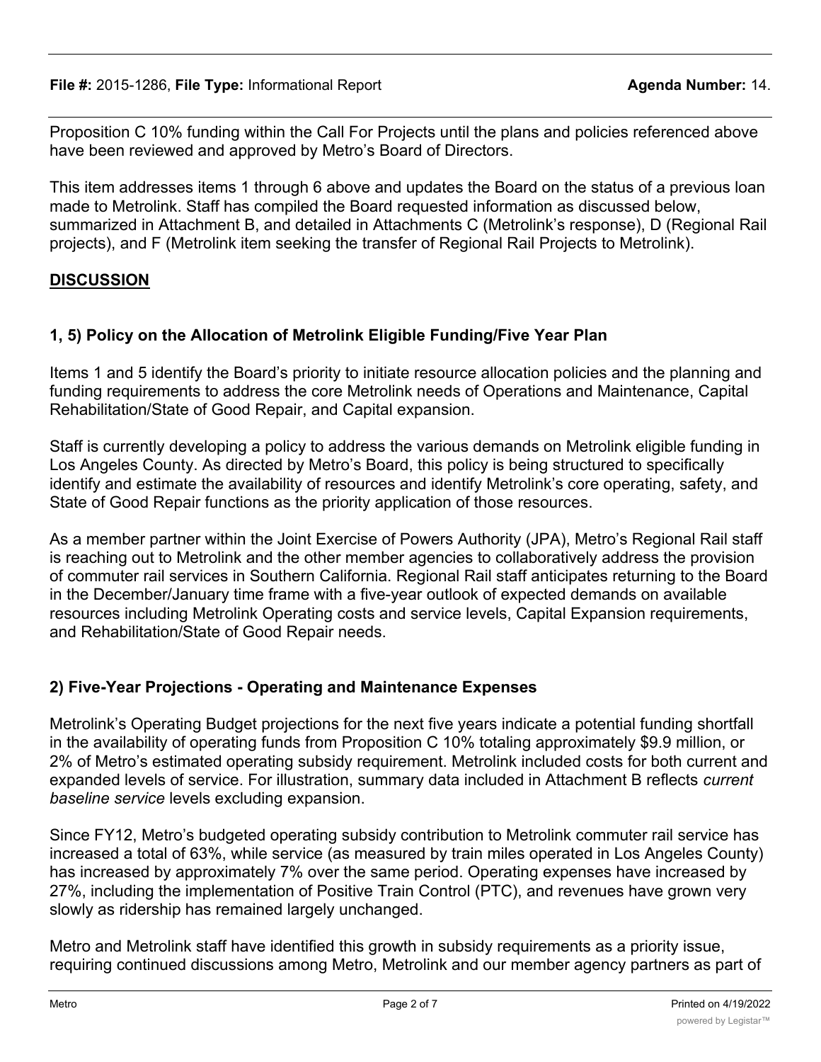Proposition C 10% funding within the Call For Projects until the plans and policies referenced above have been reviewed and approved by Metro's Board of Directors.

This item addresses items 1 through 6 above and updates the Board on the status of a previous loan made to Metrolink. Staff has compiled the Board requested information as discussed below, summarized in Attachment B, and detailed in Attachments C (Metrolink's response), D (Regional Rail projects), and F (Metrolink item seeking the transfer of Regional Rail Projects to Metrolink).

## DISCUSSION

### 1, 5) Policy on the Allocation of Metrolink Eligible Funding/Five Year Plan

Items 1 and 5 identify the Board's priority to initiate resource allocation policies and the planning and funding requirements to address the core Metrolink needs of Operations and Maintenance, Capital Rehabilitation/State of Good Repair, and Capital expansion.

Staff is currently developing a policy to address the various demands on Metrolink eligible funding in Los Angeles County. As directed by Metro's Board, this policy is being structured to specifically identify and estimate the availability of resources and identify Metrolink's core operating, safety, and State of Good Repair functions as the priority application of those resources.

As a member partner within the Joint Exercise of Powers Authority (JPA), Metro's Regional Rail staff is reaching out to Metrolink and the other member agencies to collaboratively address the provision of commuter rail services in Southern California. Regional Rail staff anticipates returning to the Board in the December/January time frame with a five-year outlook of expected demands on available resources including Metrolink Operating costs and service levels, Capital Expansion requirements, and Rehabilitation/State of Good Repair needs.

### 2) Five-Year Projections - Operating and Maintenance Expenses

Metrolink's Operating Budget projections for the next five years indicate a potential funding shortfall in the availability of operating funds from Proposition C 10% totaling approximately $9.9 million, or 2% of Metro's estimated operating subsidy requirement. Metrolink included costs for both current and expanded levels of service. For illustration, summary data included in Attachment B reflects *current baseline service* levels excluding expansion.

Since FY12, Metro's budgeted operating subsidy contribution to Metrolink commuter rail service has increased a total of 63%, while service (as measured by train miles operated in Los Angeles County) has increased by approximately 7% over the same period. Operating expenses have increased by 27%, including the implementation of Positive Train Control (PTC), and revenues have grown very slowly as ridership has remained largely unchanged.

Metro and Metrolink staff have identified this growth in subsidy requirements as a priority issue, requiring continued discussions among Metro, Metrolink and our member agency partners as part of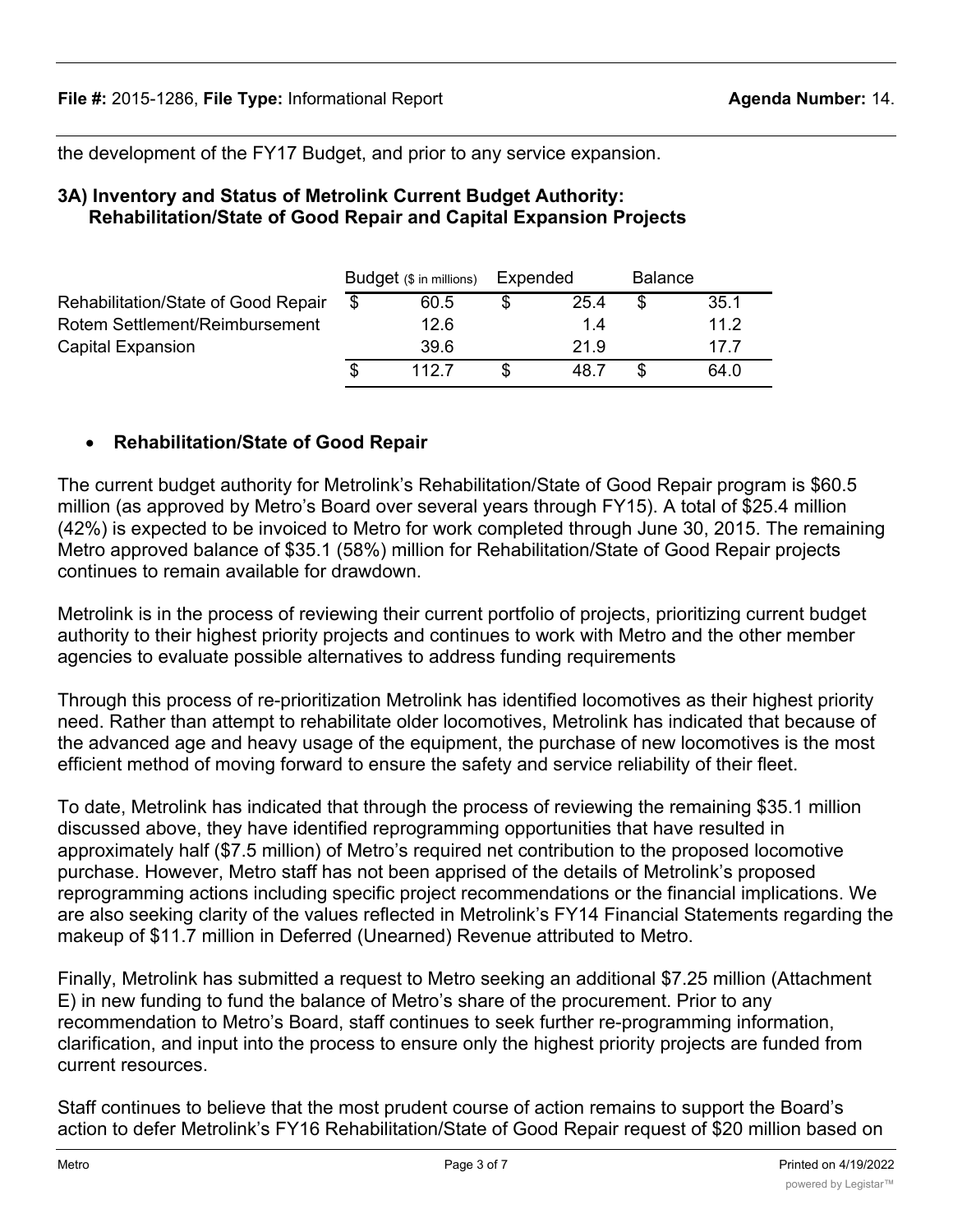the development of the FY17 Budget, and prior to any service expansion.

**3A) Inventory and Status of Metrolink Current Budget Authority: Rehabilitation/State of Good Repair and Capital Expansion Projects**

| | Budget ($ in millions) | Expended | Balance |
|---|---|---|---|
| Rehabilitation/State of Good Repair | $ 60.5 | $ 25.4 | $ 35.1 |
| Rotem Settlement/Reimbursement | 12.6 | 1.4 | 11.2 |
| Capital Expansion | 39.6 | 21.9 | 17.7 |
| | $ 112.7 | $ 48.7 | $ 64.0 |

- **Rehabilitation/State of Good Repair**

The current budget authority for Metrolink's Rehabilitation/State of Good Repair program is $60.5 million (as approved by Metro's Board over several years through FY15). A total of $25.4 million (42%) is expected to be invoiced to Metro for work completed through June 30, 2015. The remaining Metro approved balance of $35.1 (58%) million for Rehabilitation/State of Good Repair projects continues to remain available for drawdown.

Metrolink is in the process of reviewing their current portfolio of projects, prioritizing current budget authority to their highest priority projects and continues to work with Metro and the other member agencies to evaluate possible alternatives to address funding requirements

Through this process of re-prioritization Metrolink has identified locomotives as their highest priority need. Rather than attempt to rehabilitate older locomotives, Metrolink has indicated that because of the advanced age and heavy usage of the equipment, the purchase of new locomotives is the most efficient method of moving forward to ensure the safety and service reliability of their fleet.

To date, Metrolink has indicated that through the process of reviewing the remaining $35.1 million discussed above, they have identified reprogramming opportunities that have resulted in approximately half ($7.5 million) of Metro's required net contribution to the proposed locomotive purchase. However, Metro staff has not been apprised of the details of Metrolink's proposed reprogramming actions including specific project recommendations or the financial implications. We are also seeking clarity of the values reflected in Metrolink's FY14 Financial Statements regarding the makeup of $11.7 million in Deferred (Unearned) Revenue attributed to Metro.

Finally, Metrolink has submitted a request to Metro seeking an additional $7.25 million (Attachment E) in new funding to fund the balance of Metro's share of the procurement. Prior to any recommendation to Metro's Board, staff continues to seek further re-programming information, clarification, and input into the process to ensure only the highest priority projects are funded from current resources.

Staff continues to believe that the most prudent course of action remains to support the Board's action to defer Metrolink's FY16 Rehabilitation/State of Good Repair request of $20 million based on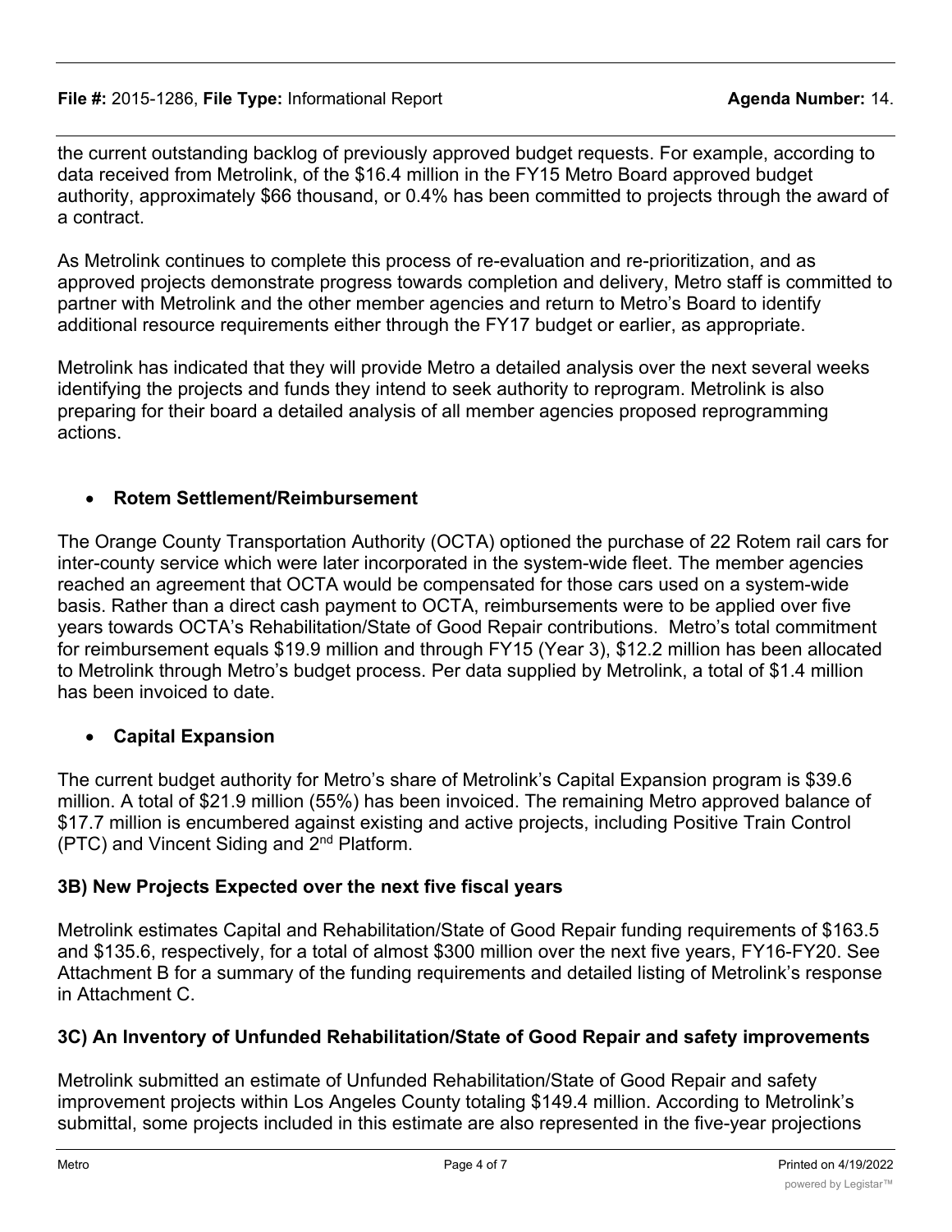the current outstanding backlog of previously approved budget requests. For example, according to data received from Metrolink, of the $16.4 million in the FY15 Metro Board approved budget authority, approximately $66 thousand, or 0.4% has been committed to projects through the award of a contract.

As Metrolink continues to complete this process of re-evaluation and re-prioritization, and as approved projects demonstrate progress towards completion and delivery, Metro staff is committed to partner with Metrolink and the other member agencies and return to Metro's Board to identify additional resource requirements either through the FY17 budget or earlier, as appropriate.

Metrolink has indicated that they will provide Metro a detailed analysis over the next several weeks identifying the projects and funds they intend to seek authority to reprogram. Metrolink is also preparing for their board a detailed analysis of all member agencies proposed reprogramming actions.

- **Rotem Settlement/Reimbursement**

The Orange County Transportation Authority (OCTA) optioned the purchase of 22 Rotem rail cars for inter-county service which were later incorporated in the system-wide fleet. The member agencies reached an agreement that OCTA would be compensated for those cars used on a system-wide basis. Rather than a direct cash payment to OCTA, reimbursements were to be applied over five years towards OCTA's Rehabilitation/State of Good Repair contributions. Metro's total commitment for reimbursement equals $19.9 million and through FY15 (Year 3), $12.2 million has been allocated to Metrolink through Metro's budget process. Per data supplied by Metrolink, a total of $1.4 million has been invoiced to date.

- **Capital Expansion**

The current budget authority for Metro's share of Metrolink's Capital Expansion program is $39.6 million. A total of $21.9 million (55%) has been invoiced. The remaining Metro approved balance of $17.7 million is encumbered against existing and active projects, including Positive Train Control (PTC) and Vincent Siding and 2nd Platform.

### 3B) New Projects Expected over the next five fiscal years

Metrolink estimates Capital and Rehabilitation/State of Good Repair funding requirements of $163.5 and $135.6, respectively, for a total of almost $300 million over the next five years, FY16-FY20. See Attachment B for a summary of the funding requirements and detailed listing of Metrolink's response in Attachment C.

### 3C) An Inventory of Unfunded Rehabilitation/State of Good Repair and safety improvements

Metrolink submitted an estimate of Unfunded Rehabilitation/State of Good Repair and safety improvement projects within Los Angeles County totaling $149.4 million. According to Metrolink's submittal, some projects included in this estimate are also represented in the five-year projections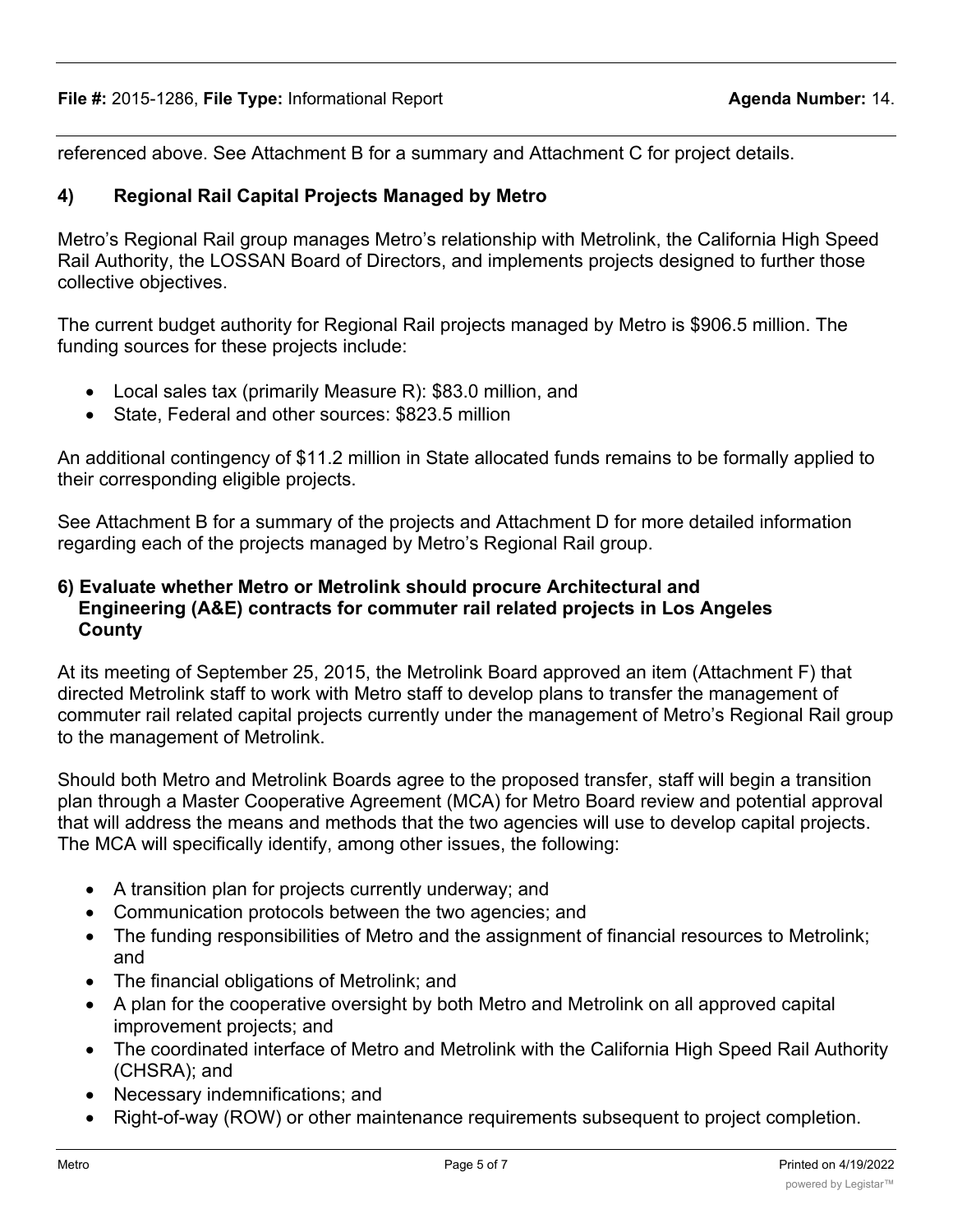referenced above. See Attachment B for a summary and Attachment C for project details.

### 4) Regional Rail Capital Projects Managed by Metro

Metro's Regional Rail group manages Metro's relationship with Metrolink, the California High Speed Rail Authority, the LOSSAN Board of Directors, and implements projects designed to further those collective objectives.

The current budget authority for Regional Rail projects managed by Metro is $906.5 million. The funding sources for these projects include:

- Local sales tax (primarily Measure R): $83.0 million, and
- State, Federal and other sources: $823.5 million

An additional contingency of $11.2 million in State allocated funds remains to be formally applied to their corresponding eligible projects.

See Attachment B for a summary of the projects and Attachment D for more detailed information regarding each of the projects managed by Metro's Regional Rail group.

### 6) Evaluate whether Metro or Metrolink should procure Architectural and Engineering (A&E) contracts for commuter rail related projects in Los Angeles County

At its meeting of September 25, 2015, the Metrolink Board approved an item (Attachment F) that directed Metrolink staff to work with Metro staff to develop plans to transfer the management of commuter rail related capital projects currently under the management of Metro's Regional Rail group to the management of Metrolink.

Should both Metro and Metrolink Boards agree to the proposed transfer, staff will begin a transition plan through a Master Cooperative Agreement (MCA) for Metro Board review and potential approval that will address the means and methods that the two agencies will use to develop capital projects. The MCA will specifically identify, among other issues, the following:

- A transition plan for projects currently underway; and
- Communication protocols between the two agencies; and
- The funding responsibilities of Metro and the assignment of financial resources to Metrolink; and
- The financial obligations of Metrolink; and
- A plan for the cooperative oversight by both Metro and Metrolink on all approved capital improvement projects; and
- The coordinated interface of Metro and Metrolink with the California High Speed Rail Authority (CHSRA); and
- Necessary indemnifications; and
- Right-of-way (ROW) or other maintenance requirements subsequent to project completion.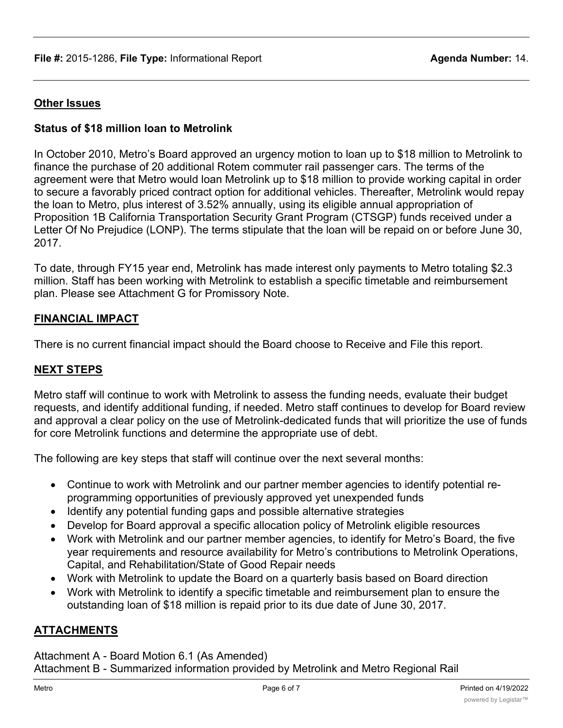## Other Issues

**Status of $18 million loan to Metrolink**

In October 2010, Metro's Board approved an urgency motion to loan up to $18 million to Metrolink to finance the purchase of 20 additional Rotem commuter rail passenger cars. The terms of the agreement were that Metro would loan Metrolink up to $18 million to provide working capital in order to secure a favorably priced contract option for additional vehicles. Thereafter, Metrolink would repay the loan to Metro, plus interest of 3.52% annually, using its eligible annual appropriation of Proposition 1B California Transportation Security Grant Program (CTSGP) funds received under a Letter Of No Prejudice (LONP). The terms stipulate that the loan will be repaid on or before June 30, 2017.

To date, through FY15 year end, Metrolink has made interest only payments to Metro totaling $2.3 million. Staff has been working with Metrolink to establish a specific timetable and reimbursement plan. Please see Attachment G for Promissory Note.

## FINANCIAL IMPACT

There is no current financial impact should the Board choose to Receive and File this report.

## NEXT STEPS

Metro staff will continue to work with Metrolink to assess the funding needs, evaluate their budget requests, and identify additional funding, if needed. Metro staff continues to develop for Board review and approval a clear policy on the use of Metrolink-dedicated funds that will prioritize the use of funds for core Metrolink functions and determine the appropriate use of debt.

The following are key steps that staff will continue over the next several months:

- Continue to work with Metrolink and our partner member agencies to identify potential re-programming opportunities of previously approved yet unexpended funds
- Identify any potential funding gaps and possible alternative strategies
- Develop for Board approval a specific allocation policy of Metrolink eligible resources
- Work with Metrolink and our partner member agencies, to identify for Metro's Board, the five year requirements and resource availability for Metro's contributions to Metrolink Operations, Capital, and Rehabilitation/State of Good Repair needs
- Work with Metrolink to update the Board on a quarterly basis based on Board direction
- Work with Metrolink to identify a specific timetable and reimbursement plan to ensure the outstanding loan of $18 million is repaid prior to its due date of June 30, 2017.

## ATTACHMENTS

Attachment A - Board Motion 6.1 (As Amended)
Attachment B - Summarized information provided by Metrolink and Metro Regional Rail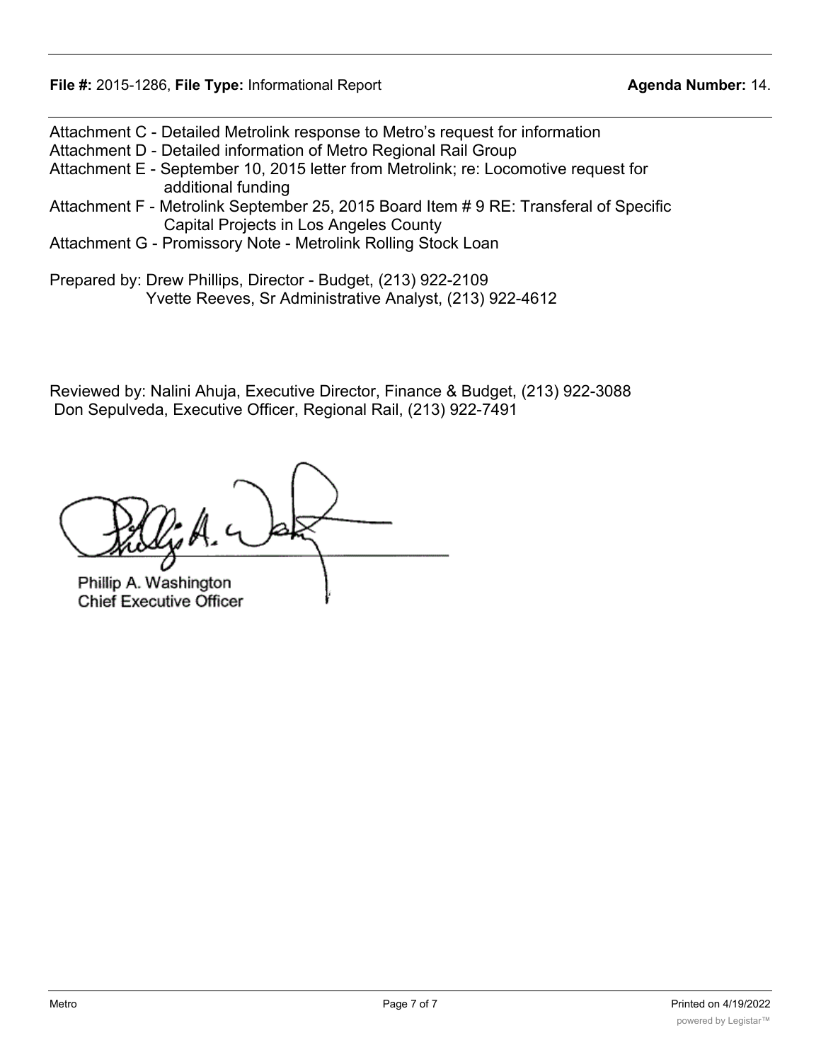Attachment C - Detailed Metrolink response to Metro's request for information
Attachment D - Detailed information of Metro Regional Rail Group
Attachment E - September 10, 2015 letter from Metrolink; re: Locomotive request for additional funding
Attachment F - Metrolink September 25, 2015 Board Item # 9 RE: Transferal of Specific Capital Projects in Los Angeles County
Attachment G - Promissory Note - Metrolink Rolling Stock Loan

Prepared by: Drew Phillips, Director - Budget, (213) 922-2109
Yvette Reeves, Sr Administrative Analyst, (213) 922-4612

Reviewed by: Nalini Ahuja, Executive Director, Finance & Budget, (213) 922-3088
Don Sepulveda, Executive Officer, Regional Rail, (213) 922-7491

Phillip A. Washington
Chief Executive Officer